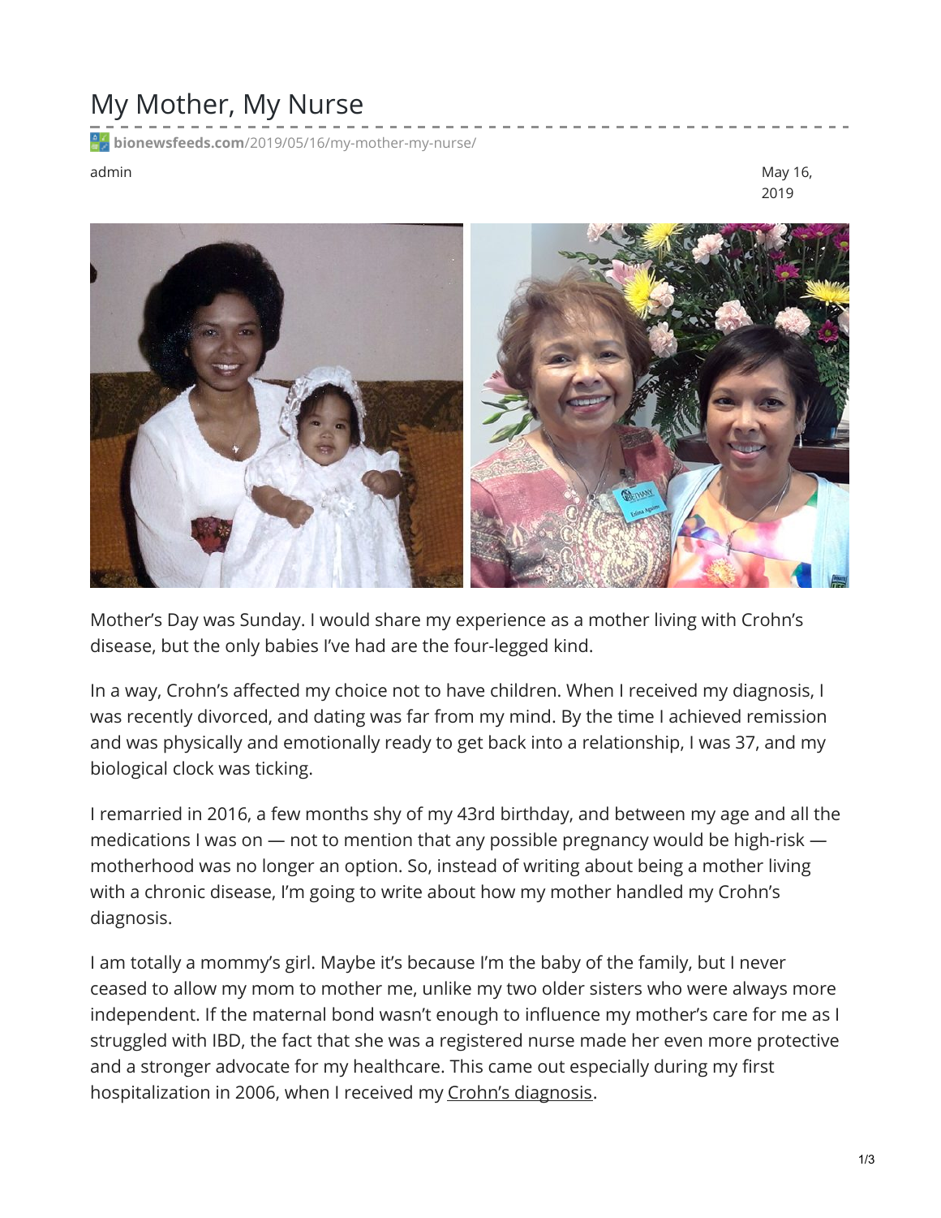# My Mother, My Nurse

**bionewsfeeds.com**/2019/05/16/my-mother-my-nurse/

admin

May 16, 2019

Mother's Day was Sunday. I would share my experience as a mother living with Crohn's disease, but the only babies I've had are the four-legged kind.

In a way, Crohn's affected my choice not to have children. When I received my diagnosis, I was recently divorced, and dating was far from my mind. By the time I achieved remission and was physically and emotionally ready to get back into a relationship, I was 37, and my biological clock was ticking.

I remarried in 2016, a few months shy of my 43rd birthday, and between my age and all the medications I was on — not to mention that any possible pregnancy would be high-risk — motherhood was no longer an option. So, instead of writing about being a mother living with a chronic disease, I'm going to write about how my mother handled my Crohn's diagnosis.

I am totally a mommy's girl. Maybe it's because I'm the baby of the family, but I never ceased to allow my mom to mother me, unlike my two older sisters who were always more independent. If the maternal bond wasn't enough to influence my mother's care for me as I struggled with IBD, the fact that she was a registered nurse made her even more protective and a stronger advocate for my healthcare. This came out especially during my first hospitalization in 2006, when I received my Crohn's diagnosis.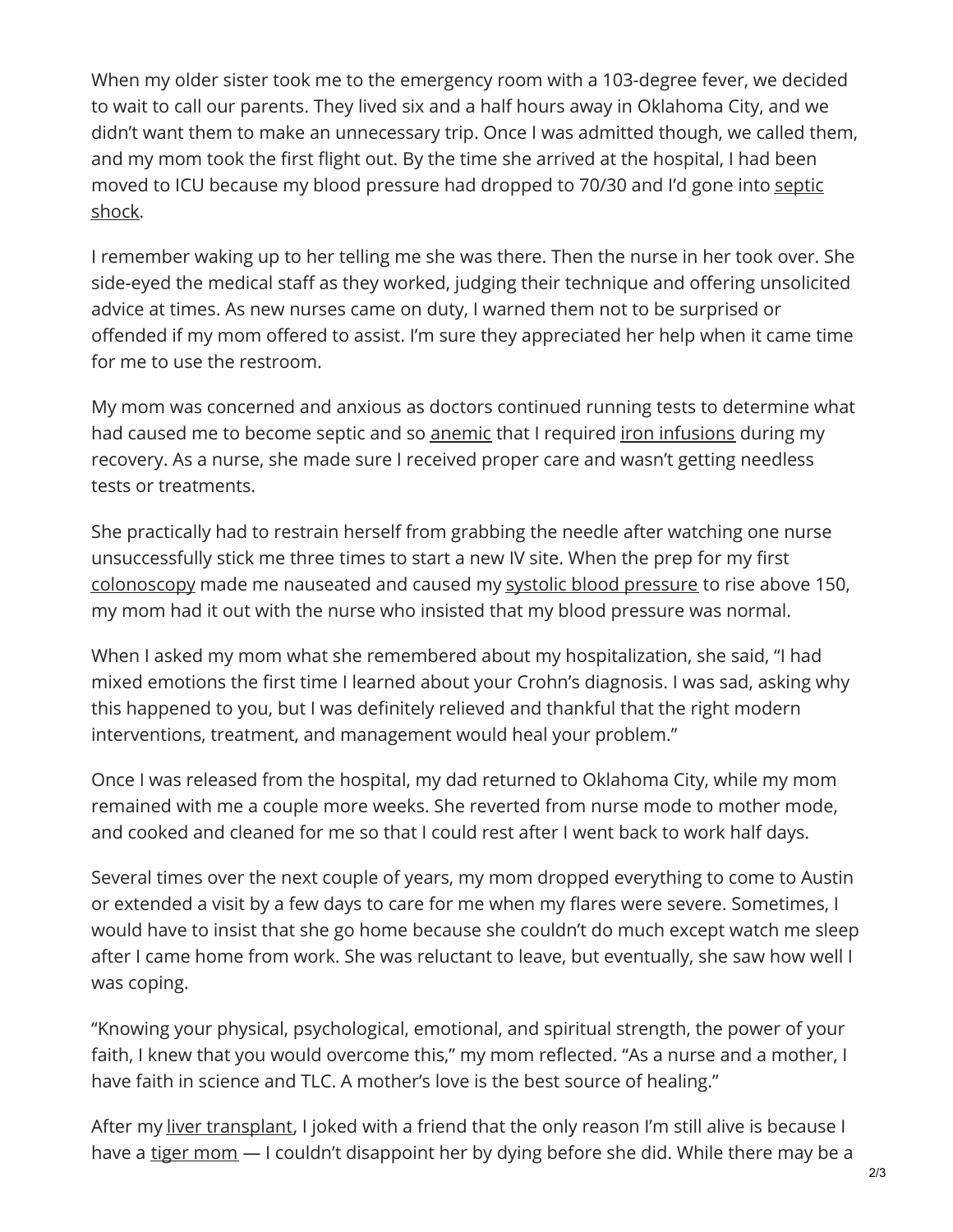When my older sister took me to the emergency room with a 103-degree fever, we decided to wait to call our parents. They lived six and a half hours away in Oklahoma City, and we didn't want them to make an unnecessary trip. Once I was admitted though, we called them, and my mom took the first flight out. By the time she arrived at the hospital, I had been moved to ICU because my blood pressure had dropped to 70/30 and I'd gone into septic shock.

I remember waking up to her telling me she was there. Then the nurse in her took over. She side-eyed the medical staff as they worked, judging their technique and offering unsolicited advice at times. As new nurses came on duty, I warned them not to be surprised or offended if my mom offered to assist. I'm sure they appreciated her help when it came time for me to use the restroom.

My mom was concerned and anxious as doctors continued running tests to determine what had caused me to become septic and so anemic that I required iron infusions during my recovery. As a nurse, she made sure I received proper care and wasn't getting needless tests or treatments.

She practically had to restrain herself from grabbing the needle after watching one nurse unsuccessfully stick me three times to start a new IV site. When the prep for my first colonoscopy made me nauseated and caused my systolic blood pressure to rise above 150, my mom had it out with the nurse who insisted that my blood pressure was normal.

When I asked my mom what she remembered about my hospitalization, she said, "I had mixed emotions the first time I learned about your Crohn's diagnosis. I was sad, asking why this happened to you, but I was definitely relieved and thankful that the right modern interventions, treatment, and management would heal your problem."

Once I was released from the hospital, my dad returned to Oklahoma City, while my mom remained with me a couple more weeks. She reverted from nurse mode to mother mode, and cooked and cleaned for me so that I could rest after I went back to work half days.

Several times over the next couple of years, my mom dropped everything to come to Austin or extended a visit by a few days to care for me when my flares were severe. Sometimes, I would have to insist that she go home because she couldn't do much except watch me sleep after I came home from work. She was reluctant to leave, but eventually, she saw how well I was coping.

"Knowing your physical, psychological, emotional, and spiritual strength, the power of your faith, I knew that you would overcome this," my mom reflected. "As a nurse and a mother, I have faith in science and TLC. A mother's love is the best source of healing."

After my liver transplant, I joked with a friend that the only reason I'm still alive is because I have a tiger mom — I couldn't disappoint her by dying before she did. While there may be a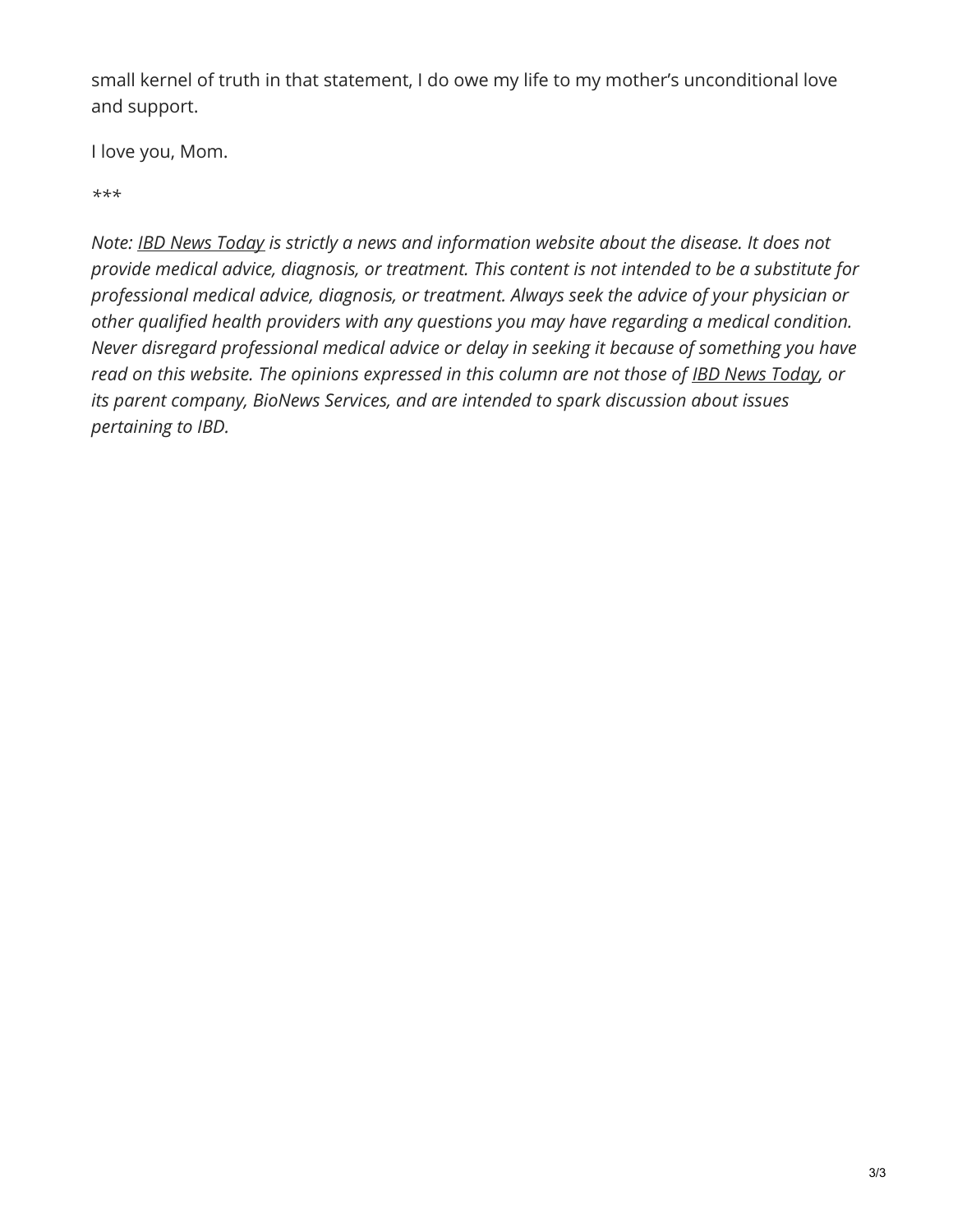small kernel of truth in that statement, I do owe my life to my mother's unconditional love and support.

I love you, Mom.

***

*Note: IBD News Today is strictly a news and information website about the disease. It does not provide medical advice, diagnosis, or treatment. This content is not intended to be a substitute for professional medical advice, diagnosis, or treatment. Always seek the advice of your physician or other qualified health providers with any questions you may have regarding a medical condition. Never disregard professional medical advice or delay in seeking it because of something you have read on this website. The opinions expressed in this column are not those of IBD News Today, or its parent company, BioNews Services, and are intended to spark discussion about issues pertaining to IBD.*